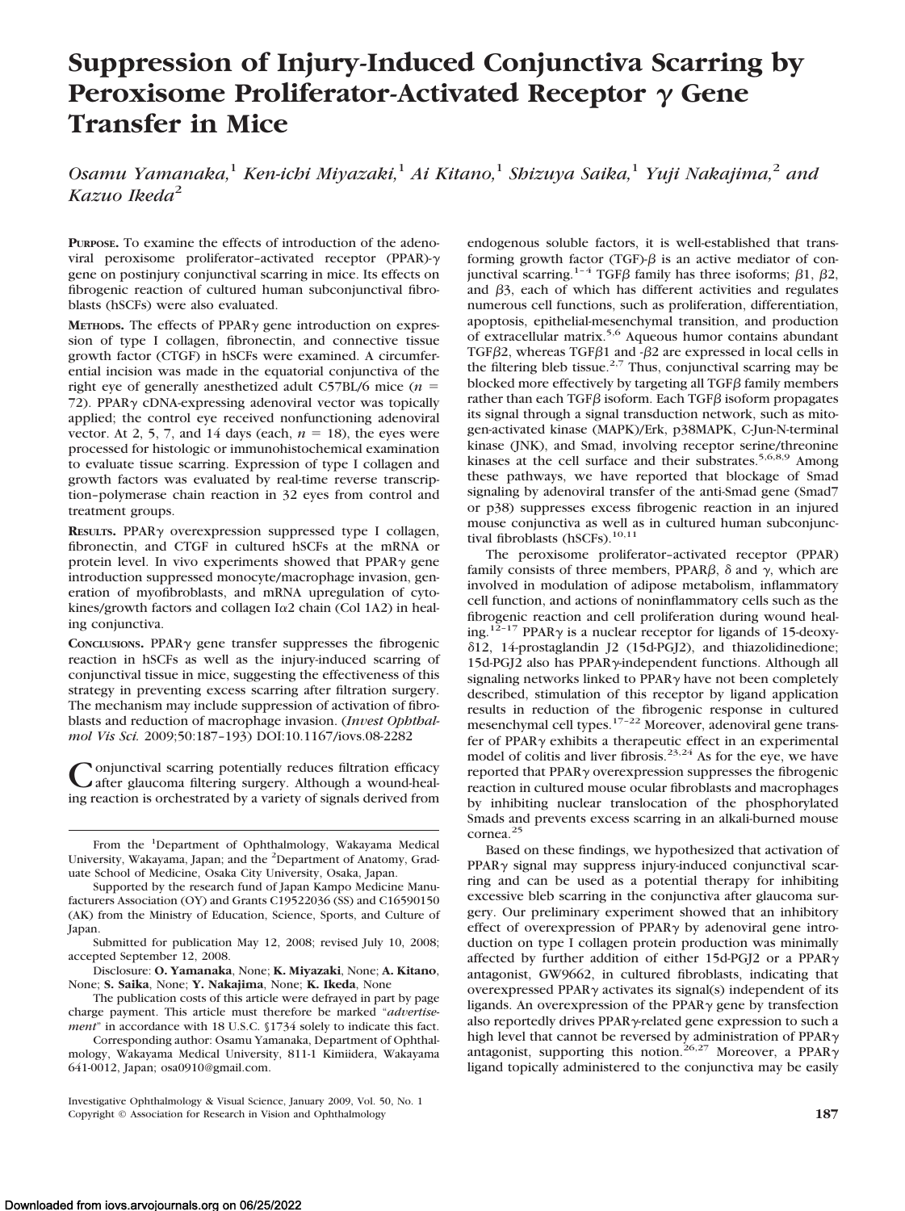# Suppression of Injury-Induced Conjunctiva Scarring by Peroxisome Proliferator-Activated Receptor $\gamma$ Gene Transfer in Mice

*Osamu Yamanaka,[1] Ken-ichi Miyazaki,[1] Ai Kitano,[1] Shizuya Saika,[1] Yuji Nakajima,[2] and Kazuo Ikeda[2]*

**PURPOSE.** To examine the effects of introduction of the adenoviral peroxisome proliferator–activated receptor (PPAR)-$\gamma$ gene on postinjury conjunctival scarring in mice. Its effects on fibrogenic reaction of cultured human subconjunctival fibroblasts (hSCFs) were also evaluated.

**METHODS.** The effects of PPAR$\gamma$ gene introduction on expression of type I collagen, fibronectin, and connective tissue growth factor (CTGF) in hSCFs were examined. A circumferential incision was made in the equatorial conjunctiva of the right eye of generally anesthetized adult C57BL/6 mice ($n$ = 72). PPAR$\gamma$ cDNA-expressing adenoviral vector was topically applied; the control eye received nonfunctioning adenoviral vector. At 2, 5, 7, and 14 days (each, $n$ = 18), the eyes were processed for histologic or immunohistochemical examination to evaluate tissue scarring. Expression of type I collagen and growth factors was evaluated by real-time reverse transcription–polymerase chain reaction in 32 eyes from control and treatment groups.

**RESULTS.** PPAR$\gamma$ overexpression suppressed type I collagen, fibronectin, and CTGF in cultured hSCFs at the mRNA or protein level. In vivo experiments showed that PPAR$\gamma$ gene introduction suppressed monocyte/macrophage invasion, generation of myofibroblasts, and mRNA upregulation of cytokines/growth factors and collagen I$\alpha$2 chain (Col 1A2) in healing conjunctiva.

**CONCLUSIONS.** PPAR$\gamma$ gene transfer suppresses the fibrogenic reaction in hSCFs as well as the injury-induced scarring of conjunctival tissue in mice, suggesting the effectiveness of this strategy in preventing excess scarring after filtration surgery. The mechanism may include suppression of activation of fibroblasts and reduction of macrophage invasion. (*Invest Ophthalmol Vis Sci.* 2009;50:187–193) DOI:10.1167/iovs.08-2282

Conjunctival scarring potentially reduces filtration efficacy after glaucoma filtering surgery. Although a wound-healing reaction is orchestrated by a variety of signals derived from endogenous soluble factors, it is well-established that transforming growth factor (TGF)-$\beta$ is an active mediator of conjunctival scarring.[1–4] TGF$\beta$ family has three isoforms; $\beta$1, $\beta$2, and $\beta$3, each of which has different activities and regulates numerous cell functions, such as proliferation, differentiation, apoptosis, epithelial-mesenchymal transition, and production of extracellular matrix.[5,6] Aqueous humor contains abundant TGF$\beta$2, whereas TGF$\beta$1 and -$\beta$2 are expressed in local cells in the filtering bleb tissue.[2,7] Thus, conjunctival scarring may be blocked more effectively by targeting all TGF$\beta$ family members rather than each TGF$\beta$ isoform. Each TGF$\beta$ isoform propagates its signal through a signal transduction network, such as mitogen-activated kinase (MAPK)/Erk, p38MAPK, C-Jun-N-terminal kinase (JNK), and Smad, involving receptor serine/threonine kinases at the cell surface and their substrates.[5,6,8,9] Among these pathways, we have reported that blockage of Smad signaling by adenoviral transfer of the anti-Smad gene (Smad7 or p38) suppresses excess fibrogenic reaction in an injured mouse conjunctiva as well as in cultured human subconjunctival fibroblasts (hSCFs).[10,11]

The peroxisome proliferator–activated receptor (PPAR) family consists of three members, PPAR$\beta$, $\delta$ and $\gamma$, which are involved in modulation of adipose metabolism, inflammatory cell function, and actions of noninflammatory cells such as the fibrogenic reaction and cell proliferation during wound healing.[12–17] PPAR$\gamma$ is a nuclear receptor for ligands of 15-deoxy-$\delta$12, 14-prostaglandin J2 (15d-PGJ2), and thiazolidinedione; 15d-PGJ2 also has PPAR$\gamma$-independent functions. Although all signaling networks linked to PPAR$\gamma$ have not been completely described, stimulation of this receptor by ligand application results in reduction of the fibrogenic response in cultured mesenchymal cell types.[17–22] Moreover, adenoviral gene transfer of PPAR$\gamma$ exhibits a therapeutic effect in an experimental model of colitis and liver fibrosis.[23,24] As for the eye, we have reported that PPAR$\gamma$ overexpression suppresses the fibrogenic reaction in cultured mouse ocular fibroblasts and macrophages by inhibiting nuclear translocation of the phosphorylated Smads and prevents excess scarring in an alkali-burned mouse cornea.[25]

Based on these findings, we hypothesized that activation of PPAR$\gamma$ signal may suppress injury-induced conjunctival scarring and can be used as a potential therapy for inhibiting excessive bleb scarring in the conjunctiva after glaucoma surgery. Our preliminary experiment showed that an inhibitory effect of overexpression of PPAR$\gamma$ by adenoviral gene introduction on type I collagen protein production was minimally affected by further addition of either 15d-PGJ2 or a PPAR$\gamma$ antagonist, GW9662, in cultured fibroblasts, indicating that overexpressed PPAR$\gamma$ activates its signal(s) independent of its ligands. An overexpression of the PPAR$\gamma$ gene by transfection also reportedly drives PPAR$\gamma$-related gene expression to such a high level that cannot be reversed by administration of PPAR$\gamma$ antagonist, supporting this notion.[26,27] Moreover, a PPAR$\gamma$ ligand topically administered to the conjunctiva may be easily

From the [1]Department of Ophthalmology, Wakayama Medical University, Wakayama, Japan; and the [2]Department of Anatomy, Graduate School of Medicine, Osaka City University, Osaka, Japan.

Supported by the research fund of Japan Kampo Medicine Manufacturers Association (OY) and Grants C19522036 (SS) and C16590150 (AK) from the Ministry of Education, Science, Sports, and Culture of Japan.

Submitted for publication May 12, 2008; revised July 10, 2008; accepted September 12, 2008.

Disclosure: **O. Yamanaka**, None; **K. Miyazaki**, None; **A. Kitano**, None; **S. Saika**, None; **Y. Nakajima**, None; **K. Ikeda**, None

The publication costs of this article were defrayed in part by page charge payment. This article must therefore be marked "*advertisement*" in accordance with 18 U.S.C. §1734 solely to indicate this fact.

Corresponding author: Osamu Yamanaka, Department of Ophthalmology, Wakayama Medical University, 811-1 Kimiidera, Wakayama 641-0012, Japan; osa0910@gmail.com.

Copyright © Association for Research in Vision and Ophthalmology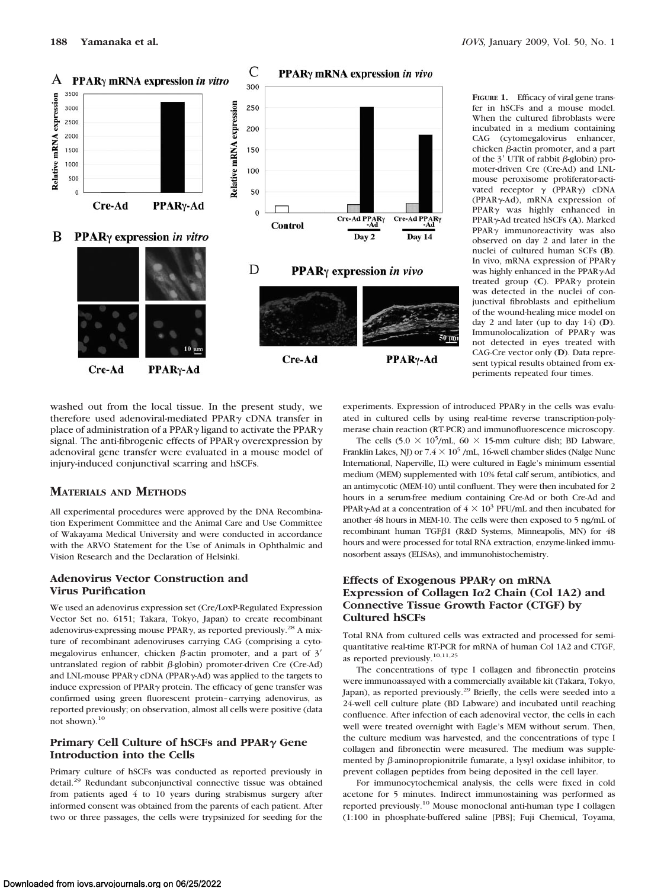FIGURE 1. Efficacy of viral gene transfer in hSCFs and a mouse model. When the cultured fibroblasts were incubated in a medium containing CAG (cytomegalovirus enhancer, chicken β-actin promoter, and a part of the 3′ UTR of rabbit β-globin) promoter-driven Cre (Cre-Ad) and LNL-mouse peroxisome proliferator-activated receptor γ (PPARγ) cDNA (PPARγ-Ad), mRNA expression of PPARγ was highly enhanced in PPARγ-Ad treated hSCFs (**A**). Marked PPARγ immunoreactivity was also observed on day 2 and later in the nuclei of cultured human SCFs (**B**). In vivo, mRNA expression of PPARγ was highly enhanced in the PPARγ-Ad treated group (**C**). PPARγ protein was detected in the nuclei of conjunctival fibroblasts and epithelium of the wound-healing mice model on day 2 and later (up to day 14) (**D**). Immunolocalization of PPARγ was not detected in eyes treated with CAG-Cre vector only (**D**). Data represent typical results obtained from experiments repeated four times.

washed out from the local tissue. In the present study, we therefore used adenoviral-mediated PPARγ cDNA transfer in place of administration of a PPARγ ligand to activate the PPARγ signal. The anti-fibrogenic effects of PPARγ overexpression by adenoviral gene transfer were evaluated in a mouse model of injury-induced conjunctival scarring and hSCFs.

## MATERIALS AND METHODS

All experimental procedures were approved by the DNA Recombination Experiment Committee and the Animal Care and Use Committee of Wakayama Medical University and were conducted in accordance with the ARVO Statement for the Use of Animals in Ophthalmic and Vision Research and the Declaration of Helsinki.

### Adenovirus Vector Construction and Virus Purification

We used an adenovirus expression set (Cre/LoxP-Regulated Expression Vector Set no. 6151; Takara, Tokyo, Japan) to create recombinant adenovirus-expressing mouse PPARγ, as reported previously.[28] A mixture of recombinant adenoviruses carrying CAG (comprising a cytomegalovirus enhancer, chicken β-actin promoter, and a part of 3′ untranslated region of rabbit β-globin) promoter-driven Cre (Cre-Ad) and LNL-mouse PPARγ cDNA (PPARγ-Ad) was applied to the targets to induce expression of PPARγ protein. The efficacy of gene transfer was confirmed using green fluorescent protein–carrying adenovirus, as reported previously; on observation, almost all cells were positive (data not shown).[10]

### Primary Cell Culture of hSCFs and PPARγ Gene Introduction into the Cells

Primary culture of hSCFs was conducted as reported previously in detail.[29] Redundant subconjunctival connective tissue was obtained from patients aged 4 to 10 years during strabismus surgery after informed consent was obtained from the parents of each patient. After two or three passages, the cells were trypsinized for seeding for the experiments. Expression of introduced PPARγ in the cells was evaluated in cultured cells by using real-time reverse transcription-polymerase chain reaction (RT-PCR) and immunofluorescence microscopy.

The cells ($5.0 \times 10^5$/mL, 60 × 15-mm culture dish; BD Labware, Franklin Lakes, NJ) or $7.4 \times 10^5$ /mL, 16-well chamber slides (Nalge Nunc International, Naperville, IL) were cultured in Eagle's minimum essential medium (MEM) supplemented with 10% fetal calf serum, antibiotics, and an antimycotic (MEM-10) until confluent. They were then incubated for 2 hours in a serum-free medium containing Cre-Ad or both Cre-Ad and PPARγ-Ad at a concentration of $4 \times 10^3$ PFU/mL and then incubated for another 48 hours in MEM-10. The cells were then exposed to 5 ng/mL of recombinant human TGFβ1 (R&D Systems, Minneapolis, MN) for 48 hours and were processed for total RNA extraction, enzyme-linked immunosorbent assays (ELISAs), and immunohistochemistry.

### Effects of Exogenous PPARγ on mRNA Expression of Collagen Iα2 Chain (Col 1A2) and Connective Tissue Growth Factor (CTGF) by Cultured hSCFs

Total RNA from cultured cells was extracted and processed for semi-quantitative real-time RT-PCR for mRNA of human Col 1A2 and CTGF, as reported previously.[10,11,25]

The concentrations of type I collagen and fibronectin proteins were immunoassayed with a commercially available kit (Takara, Tokyo, Japan), as reported previously.[29] Briefly, the cells were seeded into a 24-well cell culture plate (BD Labware) and incubated until reaching confluence. After infection of each adenoviral vector, the cells in each well were treated overnight with Eagle's MEM without serum. Then, the culture medium was harvested, and the concentrations of type I collagen and fibronectin were measured. The medium was supplemented by β-aminopropionitrile fumarate, a lysyl oxidase inhibitor, to prevent collagen peptides from being deposited in the cell layer.

For immunocytochemical analysis, the cells were fixed in cold acetone for 5 minutes. Indirect immunostaining was performed as reported previously.[10] Mouse monoclonal anti-human type I collagen (1:100 in phosphate-buffered saline [PBS]; Fuji Chemical, Toyama,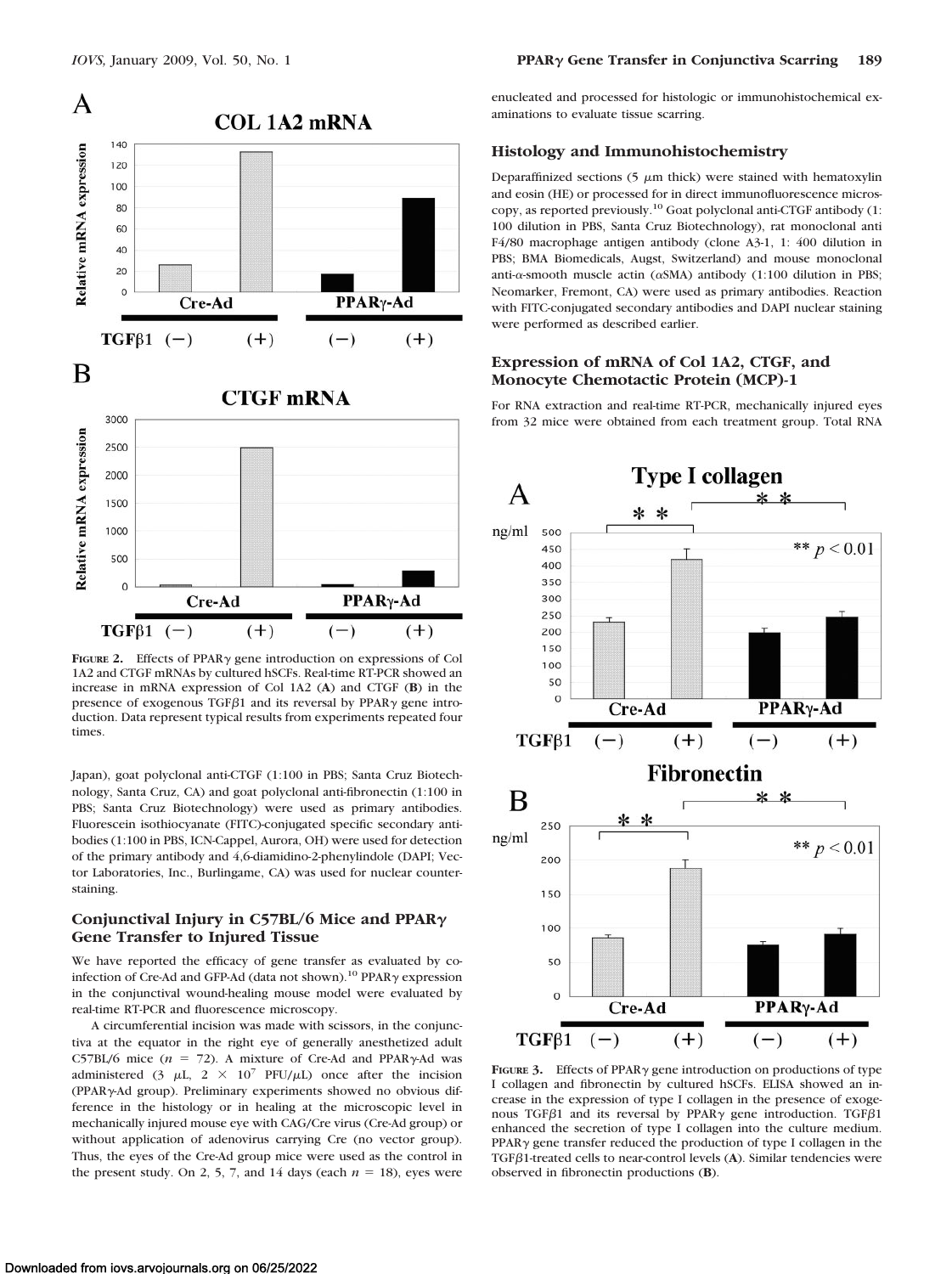**Figure 2.** Effects of PPAR$\gamma$ gene introduction on expressions of Col 1A2 and CTGF mRNAs by cultured hSCFs. Real-time RT-PCR showed an increase in mRNA expression of Col 1A2 (**A**) and CTGF (**B**) in the presence of exogenous TGF$\beta$1 and its reversal by PPAR$\gamma$ gene introduction. Data represent typical results from experiments repeated four times.

Japan), goat polyclonal anti-CTGF (1:100 in PBS; Santa Cruz Biotechnology, Santa Cruz, CA) and goat polyclonal anti-fibronectin (1:100 in PBS; Santa Cruz Biotechnology) were used as primary antibodies. Fluorescein isothiocyanate (FITC)-conjugated specific secondary antibodies (1:100 in PBS, ICN-Cappel, Aurora, OH) were used for detection of the primary antibody and 4,6-diamidino-2-phenylindole (DAPI; Vector Laboratories, Inc., Burlingame, CA) was used for nuclear counterstaining.

### Conjunctival Injury in C57BL/6 Mice and PPAR$\gamma$ Gene Transfer to Injured Tissue

We have reported the efficacy of gene transfer as evaluated by coinfection of Cre-Ad and GFP-Ad (data not shown).[10] PPAR$\gamma$ expression in the conjunctival wound-healing mouse model were evaluated by real-time RT-PCR and fluorescence microscopy.

A circumferential incision was made with scissors, in the conjunctiva at the equator in the right eye of generally anesthetized adult C57BL/6 mice ($n = 72$). A mixture of Cre-Ad and PPAR$\gamma$-Ad was administered (3 $\mu$L, $2 \times 10^7$ PFU/$\mu$L) once after the incision (PPAR$\gamma$-Ad group). Preliminary experiments showed no obvious difference in the histology or in healing at the microscopic level in mechanically injured mouse eye with CAG/Cre virus (Cre-Ad group) or without application of adenovirus carrying Cre (no vector group). Thus, the eyes of the Cre-Ad group mice were used as the control in the present study. On 2, 5, 7, and 14 days (each $n = 18$), eyes were enucleated and processed for histologic or immunohistochemical examinations to evaluate tissue scarring.

### Histology and Immunohistochemistry

Deparaffinized sections (5 $\mu$m thick) were stained with hematoxylin and eosin (HE) or processed for in direct immunofluorescence microscopy, as reported previously.[10] Goat polyclonal anti-CTGF antibody (1:100 dilution in PBS, Santa Cruz Biotechnology), rat monoclonal anti F4/80 macrophage antigen antibody (clone A3-1, 1: 400 dilution in PBS; BMA Biomedicals, Augst, Switzerland) and mouse monoclonal anti-$\alpha$-smooth muscle actin ($\alpha$SMA) antibody (1:100 dilution in PBS; Neomarker, Fremont, CA) were used as primary antibodies. Reaction with FITC-conjugated secondary antibodies and DAPI nuclear staining were performed as described earlier.

### Expression of mRNA of Col 1A2, CTGF, and Monocyte Chemotactic Protein (MCP)-1

For RNA extraction and real-time RT-PCR, mechanically injured eyes from 32 mice were obtained from each treatment group. Total RNA

**Figure 3.** Effects of PPAR$\gamma$ gene introduction on productions of type I collagen and fibronectin by cultured hSCFs. ELISA showed an increase in the expression of type I collagen in the presence of exogenous TGF$\beta$1 and its reversal by PPAR$\gamma$ gene introduction. TGF$\beta$1 enhanced the secretion of type I collagen into the culture medium. PPAR$\gamma$ gene transfer reduced the production of type I collagen in the TGF$\beta$1-treated cells to near-control levels (**A**). Similar tendencies were observed in fibronectin productions (**B**).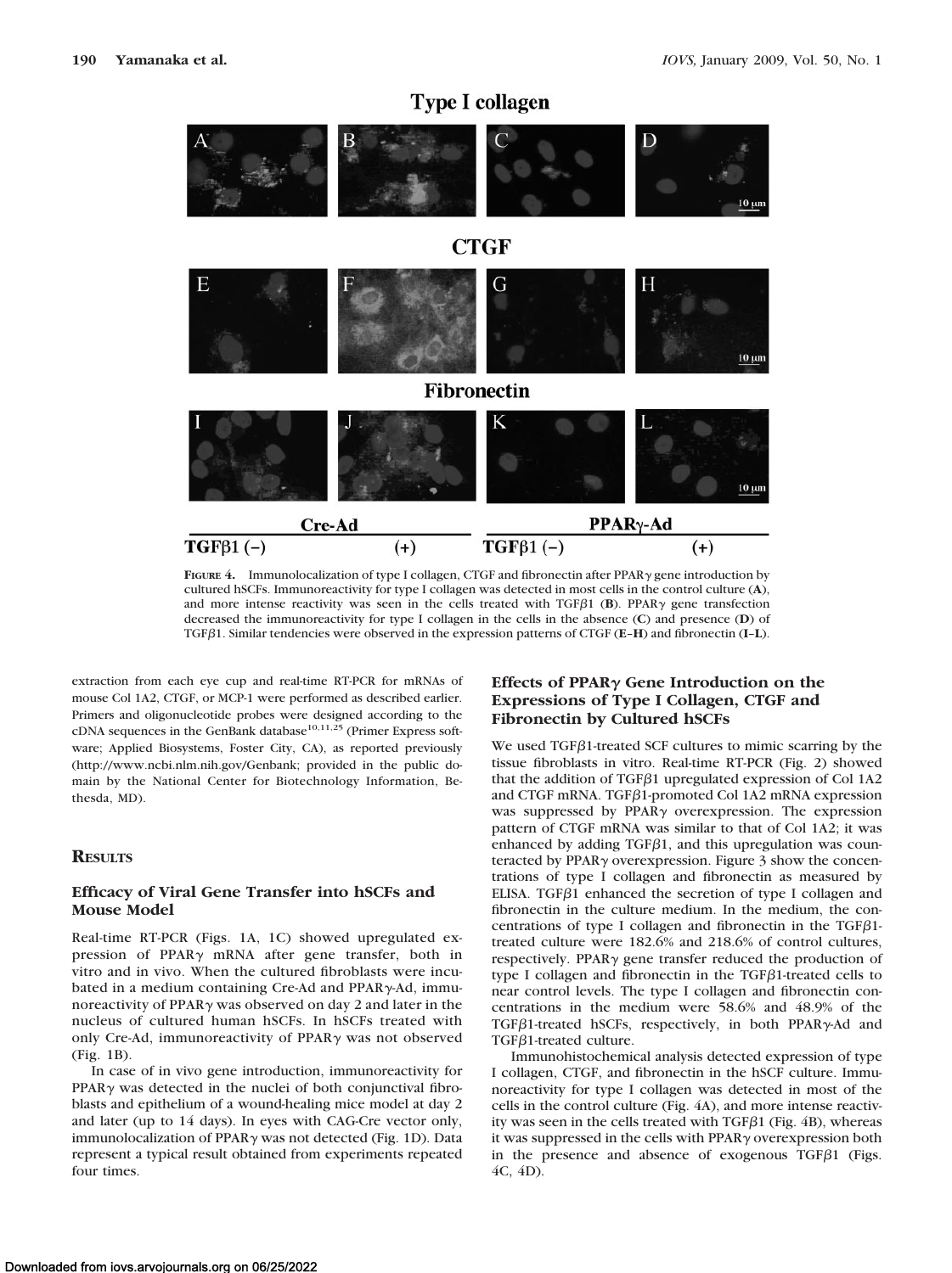**FIGURE 4.** Immunolocalization of type I collagen, CTGF and fibronectin after PPARγ gene introduction by cultured hSCFs. Immunoreactivity for type I collagen was detected in most cells in the control culture (**A**), and more intense reactivity was seen in the cells treated with TGFβ1 (**B**). PPARγ gene transfection decreased the immunoreactivity for type I collagen in the cells in the absence (**C**) and presence (**D**) of TGFβ1. Similar tendencies were observed in the expression patterns of CTGF (**E–H**) and fibronectin (**I–L**).

extraction from each eye cup and real-time RT-PCR for mRNAs of mouse Col 1A2, CTGF, or MCP-1 were performed as described earlier. Primers and oligonucleotide probes were designed according to the cDNA sequences in the GenBank database[10,11,25] (Primer Express software; Applied Biosystems, Foster City, CA), as reported previously (http://www.ncbi.nlm.nih.gov/Genbank; provided in the public domain by the National Center for Biotechnology Information, Bethesda, MD).

## RESULTS

### Efficacy of Viral Gene Transfer into hSCFs and Mouse Model

Real-time RT-PCR (Figs. 1A, 1C) showed upregulated expression of PPARγ mRNA after gene transfer, both in vitro and in vivo. When the cultured fibroblasts were incubated in a medium containing Cre-Ad and PPARγ-Ad, immunoreactivity of PPARγ was observed on day 2 and later in the nucleus of cultured human hSCFs. In hSCFs treated with only Cre-Ad, immunoreactivity of PPARγ was not observed (Fig. 1B).

In case of in vivo gene introduction, immunoreactivity for PPARγ was detected in the nuclei of both conjunctival fibroblasts and epithelium of a wound-healing mice model at day 2 and later (up to 14 days). In eyes with CAG-Cre vector only, immunolocalization of PPARγ was not detected (Fig. 1D). Data represent a typical result obtained from experiments repeated four times.

### Effects of PPARγ Gene Introduction on the Expressions of Type I Collagen, CTGF and Fibronectin by Cultured hSCFs

We used TGFβ1-treated SCF cultures to mimic scarring by the tissue fibroblasts in vitro. Real-time RT-PCR (Fig. 2) showed that the addition of TGFβ1 upregulated expression of Col 1A2 and CTGF mRNA. TGFβ1-promoted Col 1A2 mRNA expression was suppressed by PPARγ overexpression. The expression pattern of CTGF mRNA was similar to that of Col 1A2; it was enhanced by adding TGFβ1, and this upregulation was counteracted by PPARγ overexpression. Figure 3 show the concentrations of type I collagen and fibronectin as measured by ELISA. TGFβ1 enhanced the secretion of type I collagen and fibronectin in the culture medium. In the medium, the concentrations of type I collagen and fibronectin in the TGFβ1-treated culture were 182.6% and 218.6% of control cultures, respectively. PPARγ gene transfer reduced the production of type I collagen and fibronectin in the TGFβ1-treated cells to near control levels. The type I collagen and fibronectin concentrations in the medium were 58.6% and 48.9% of the TGFβ1-treated hSCFs, respectively, in both PPARγ-Ad and TGFβ1-treated culture.

Immunohistochemical analysis detected expression of type I collagen, CTGF, and fibronectin in the hSCF culture. Immunoreactivity for type I collagen was detected in most of the cells in the control culture (Fig. 4A), and more intense reactivity was seen in the cells treated with TGFβ1 (Fig. 4B), whereas it was suppressed in the cells with PPARγ overexpression both in the presence and absence of exogenous TGFβ1 (Figs. 4C, 4D).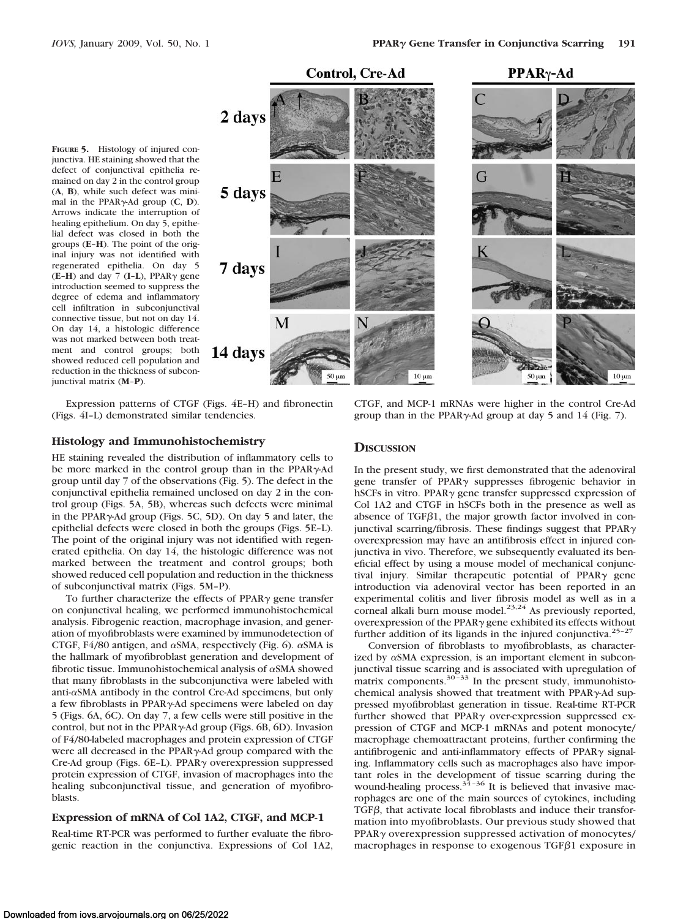FIGURE 5. Histology of injured conjunctiva. HE staining showed that the defect of conjunctival epithelia remained on day 2 in the control group (**A**, **B**), while such defect was minimal in the PPARγ-Ad group (**C**, **D**). Arrows indicate the interruption of healing epithelium. On day 5, epithelial defect was closed in both the groups (**E–H**). The point of the original injury was not identified with regenerated epithelia. On day 5 (**E–H**) and day 7 (**I–L**), PPARγ gene introduction seemed to suppress the degree of edema and inflammatory cell infiltration in subconjunctival connective tissue, but not on day 14. On day 14, a histologic difference was not marked between both treatment and control groups; both showed reduced cell population and reduction in the thickness of subconjunctival matrix (**M–P**).

Expression patterns of CTGF (Figs. 4E–H) and fibronectin (Figs. 4I–L) demonstrated similar tendencies.

### Histology and Immunohistochemistry

HE staining revealed the distribution of inflammatory cells to be more marked in the control group than in the PPARγ-Ad group until day 7 of the observations (Fig. 5). The defect in the conjunctival epithelia remained unclosed on day 2 in the control group (Figs. 5A, 5B), whereas such defects were minimal in the PPARγ-Ad group (Figs. 5C, 5D). On day 5 and later, the epithelial defects were closed in both the groups (Figs. 5E–L). The point of the original injury was not identified with regenerated epithelia. On day 14, the histologic difference was not marked between the treatment and control groups; both showed reduced cell population and reduction in the thickness of subconjunctival matrix (Figs. 5M–P).

To further characterize the effects of PPARγ gene transfer on conjunctival healing, we performed immunohistochemical analysis. Fibrogenic reaction, macrophage invasion, and generation of myofibroblasts were examined by immunodetection of CTGF, F4/80 antigen, and αSMA, respectively (Fig. 6). αSMA is the hallmark of myofibroblast generation and development of fibrotic tissue. Immunohistochemical analysis of αSMA showed that many fibroblasts in the subconjunctiva were labeled with anti-αSMA antibody in the control Cre-Ad specimens, but only a few fibroblasts in PPARγ-Ad specimens were labeled on day 5 (Figs. 6A, 6C). On day 7, a few cells were still positive in the control, but not in the PPARγ-Ad group (Figs. 6B, 6D). Invasion of F4/80-labeled macrophages and protein expression of CTGF were all decreased in the PPARγ-Ad group compared with the Cre-Ad group (Figs. 6E–L). PPARγ overexpression suppressed protein expression of CTGF, invasion of macrophages into the healing subconjunctival tissue, and generation of myofibroblasts.

### Expression of mRNA of Col 1A2, CTGF, and MCP-1

Real-time RT-PCR was performed to further evaluate the fibrogenic reaction in the conjunctiva. Expressions of Col 1A2, CTGF, and MCP-1 mRNAs were higher in the control Cre-Ad group than in the PPARγ-Ad group at day 5 and 14 (Fig. 7).

## DISCUSSION

In the present study, we first demonstrated that the adenoviral gene transfer of PPARγ suppresses fibrogenic behavior in hSCFs in vitro. PPARγ gene transfer suppressed expression of Col 1A2 and CTGF in hSCFs both in the presence as well as absence of TGFβ1, the major growth factor involved in conjunctival scarring/fibrosis. These findings suggest that PPARγ overexpression may have an antifibrosis effect in injured conjunctiva in vivo. Therefore, we subsequently evaluated its beneficial effect by using a mouse model of mechanical conjunctival injury. Similar therapeutic potential of PPARγ gene introduction via adenoviral vector has been reported in an experimental colitis and liver fibrosis model as well as in a corneal alkali burn mouse model.[23,24] As previously reported, overexpression of the PPARγ gene exhibited its effects without further addition of its ligands in the injured conjunctiva.[25–27]

Conversion of fibroblasts to myofibroblasts, as characterized by αSMA expression, is an important element in subconjunctival tissue scarring and is associated with upregulation of matrix components.[30–33] In the present study, immunohistochemical analysis showed that treatment with PPARγ-Ad suppressed myofibroblast generation in tissue. Real-time RT-PCR further showed that PPARγ over-expression suppressed expression of CTGF and MCP-1 mRNAs and potent monocyte/macrophage chemoattractant proteins, further confirming the antifibrogenic and anti-inflammatory effects of PPARγ signaling. Inflammatory cells such as macrophages also have important roles in the development of tissue scarring during the wound-healing process.[34–36] It is believed that invasive macrophages are one of the main sources of cytokines, including TGFβ, that activate local fibroblasts and induce their transformation into myofibroblasts. Our previous study showed that PPARγ overexpression suppressed activation of monocytes/macrophages in response to exogenous TGFβ1 exposure in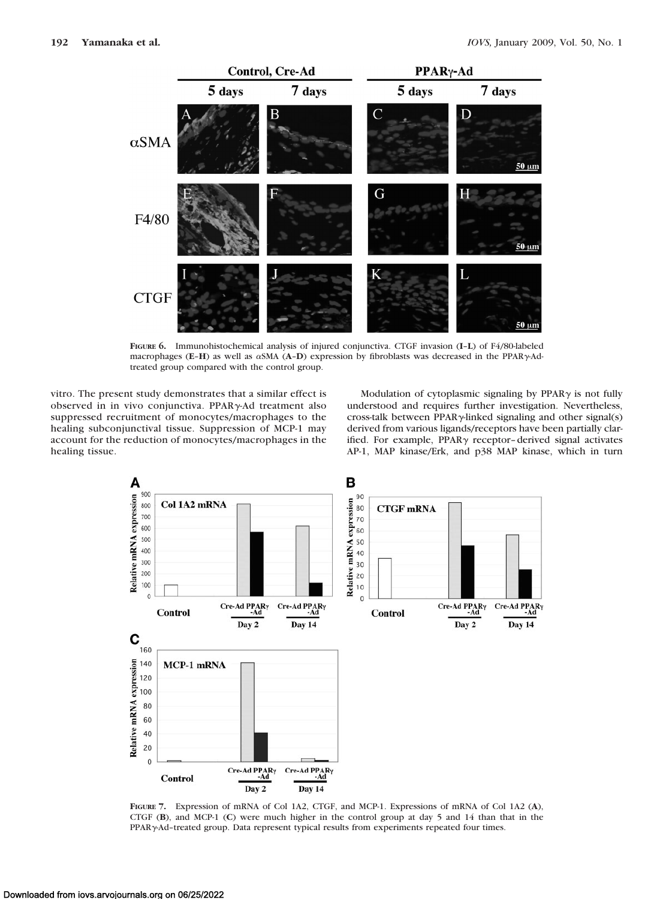**FIGURE 6.** Immunohistochemical analysis of injured conjunctiva. CTGF invasion (**I–L**) of F4/80-labeled macrophages (**E–H**) as well as αSMA (**A–D**) expression by fibroblasts was decreased in the PPARγ-Ad-treated group compared with the control group.

vitro. The present study demonstrates that a similar effect is observed in in vivo conjunctiva. PPARγ-Ad treatment also suppressed recruitment of monocytes/macrophages to the healing subconjunctival tissue. Suppression of MCP-1 may account for the reduction of monocytes/macrophages in the healing tissue.

Modulation of cytoplasmic signaling by PPARγ is not fully understood and requires further investigation. Nevertheless, cross-talk between PPARγ-linked signaling and other signal(s) derived from various ligands/receptors have been partially clarified. For example, PPARγ receptor–derived signal activates AP-1, MAP kinase/Erk, and p38 MAP kinase, which in turn

**FIGURE 7.** Expression of mRNA of Col 1A2, CTGF, and MCP-1. Expressions of mRNA of Col 1A2 (**A**), CTGF (**B**), and MCP-1 (**C**) were much higher in the control group at day 5 and 14 than that in the PPARγ-Ad–treated group. Data represent typical results from experiments repeated four times.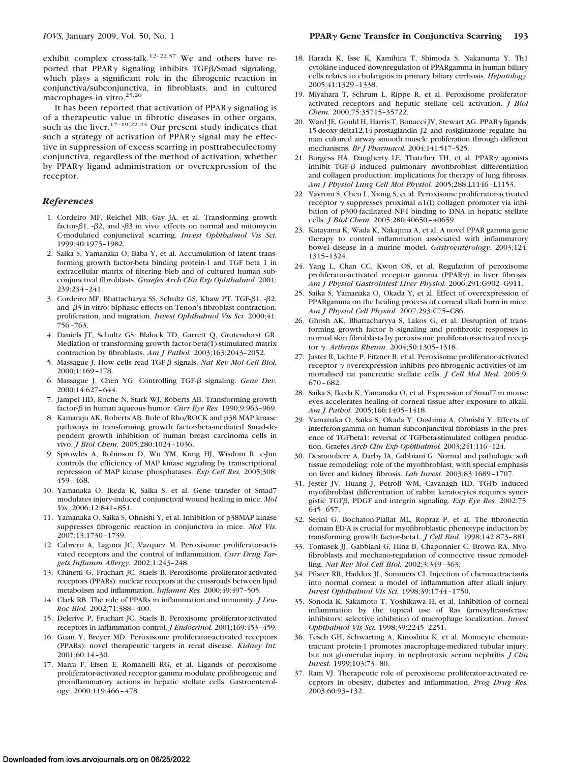exhibit complex cross-talk.[12–22,37] We and others have reported that PPARγ signaling inhibits TGFβ/Smad signaling, which plays a significant role in the fibrogenic reaction in conjunctiva/subconjunctiva, in fibroblasts, and in cultured macrophages in vitro.[25,26]

It has been reported that activation of PPARγ signaling is of a therapeutic value in fibrotic diseases in other organs, such as the liver.[17–19,22,24] Our present study indicates that such a strategy of activation of PPARγ signal may be effective in suppression of excess scarring in posttrabeculectomy conjunctiva, regardless of the method of activation, whether by PPARγ ligand administration or overexpression of the receptor.

## References

1. Cordeiro MF, Reichel MB, Gay JA, et al. Transforming growth factor-β1, -β2, and -β3 in vivo: effects on normal and mitomycin C-modulated conjunctival scarring. *Invest Ophthalmol Vis Sci.* 1999;40:1975–1982.
2. Saika S, Yamanaka O, Baba Y, et al. Accumulation of latent transforming growth factor-beta binding protein-1 and TGF beta 1 in extracellular matrix of filtering bleb and of cultured human subconjunctival fibroblasts. *Graefes Arch Clin Exp Ophthalmol.* 2001; 239:234–241.
3. Cordeiro MF, Bhattacharya SS, Schultz GS, Khaw PT. TGF-β1, -β2, and -β3 in vitro: biphasic effects on Tenon's fibroblast contraction, proliferation, and migration. *Invest Ophthalmol Vis Sci.* 2000;41: 756–763.
4. Daniels JT, Schultz GS, Blalock TD, Garrett Q, Grotendorst GR. Mediation of transforming growth factor-beta(1)-stimulated matrix contraction by fibroblasts. *Am J Pathol.* 2003;163:2043–2052.
5. Massague J. How cells read TGF-β signals. *Nat Rev Mol Cell Biol.* 2000;1:169–178.
6. Massague J, Chen YG. Controlling TGF-β signaling. *Gene Dev.* 2000;14:627–644.
7. Jampel HD, Roche N, Stark WJ, Roberts AB. Transforming growth factor-β in human aqueous humor. *Curr Eye Res.* 1990;9:963–969.
8. Kamaraju AK, Roberts AB. Role of Rho/ROCK and p38 MAP kinase pathways in transforming growth factor-beta-mediated Smad-dependent growth inhibition of human breast carcinoma cells in vivo. *J Biol Chem.* 2005;280:1024–1036.
9. Sprowles A, Robinson D, Wu YM, Kung HJ, Wisdom R. c-Jun controls the efficiency of MAP kinase signaling by transcriptional repression of MAP kinase phosphatases. *Exp Cell Res.* 2005;308: 459–468.
10. Yamanaka O, Ikeda K, Saika S, et al. Gene transfer of Smad7 modulates injury-induced conjunctival wound healing in mice. *Mol Vis.* 2006;12:841–851.
11. Yamanaka O, Saika S, Ohnishi Y, et al. Inhibition of p38MAP kinase suppresses fibrogenic reaction in conjunctiva in mice. *Mol Vis.* 2007;13:1730–1739.
12. Cabrero A, Laguna JC, Vazquez M. Peroxisome proliferator-activated receptors and the control of inflammation. *Curr Drug Targets Inflamm Allergy.* 2002;1:243–248.
13. Chinetti G, Fruchart JC, Staels B. Peroxisome proliferator-activated receptors (PPARs): nuclear receptors at the crossroads between lipid metabolism and inflammation. *Inflamm Res.* 2000;49:497–505.
14. Clark RB. The role of PPARs in inflammation and immunity. *J Leukoc Biol.* 2002;71:388–400.
15. Delerive P, Fruchart JC, Staels B. Peroxisome proliferator-activated receptors in inflammation control. *J Endocrinol.* 2001;169:453–459.
16. Guan Y, Breyer MD. Peroxisome proliferator-activated receptors (PPARs): novel therapeutic targets in renal disease. *Kidney Int.* 2001;60:14–30.
17. Marra F, Efsen E, Romanelli RG, et al. Ligands of peroxisome proliferator-activated receptor gamma modulate profibrogenic and proinflammatory actions in hepatic stellate cells. Gastroenterology. 2000;119:466–478.
18. Harada K, Isse K, Kamihira T, Shimoda S, Nakanuma Y. Th1 cytokine-induced downregulation of PPARgamma in human biliary cells relates to cholangitis in primary biliary cirrhosis. *Hepatology.* 2005;41:1329–1338.
19. Miyahara T, Schrum L, Rippe R, et al. Peroxisome proliferator-activated receptors and hepatic stellate cell activation. *J Biol Chem.* 2000;75:35715–35722.
20. Ward JE, Gould H, Harris T, Bonacci JV, Stewart AG. PPARγ ligands, 15-deoxy-delta12,14-prostaglandin J2 and rosiglitazone regulate human cultured airway smooth muscle proliferation through different mechanisms. *Br J Pharmacol.* 2004;141:517–525.
21. Burgess HA, Daugherty LE, Thatcher TH, et al. PPARγ agonists inhibit TGF-β induced pulmonary myofibroblast differentiation and collagen production: implications for therapy of lung fibrosis. *Am J Physiol Lung Cell Mol Physiol.* 2005;288:L1146–L1153.
22. Yavrom S, Chen L, Xiong S, et al. Peroxisome proliferator-activated receptor γ suppresses proximal α1(I) collagen promoter via inhibition of p300-facilitated NF-I binding to DNA in hepatic stellate cells. *J Biol Chem.* 2005;280:40650–40659.
23. Katayama K, Wada K, Nakajima A, et al. A novel PPAR gamma gene therapy to control inflammation associated with inflammatory bowel disease in a murine model. *Gastroenterology.* 2003;124: 1315–1324.
24. Yang L, Chan CC, Kwon OS, et al. Regulation of peroxisome proliferator-activated receptor gamma (PPARγ) in liver fibrosis. *Am J Physiol Gastrointest Liver Physiol.* 2006;291:G902–G911.
25. Saika S, Yamanaka O, Okada Y, et al. Effect of overexpression of PPARgamma on the healing process of corneal alkali burn in mice. *Am J Physiol Cell Physiol.* 2007;293:C75–C86.
26. Ghosh AK, Bhattacharyya S, Lakos G, et al. Disruption of transforming growth factor b signaling and profibrotic responses in normal skin fibroblasts by peroxisome proliferator-activated receptor γ. *Arthritis Rheum.* 2004;50:1305–1318.
27. Jaster R, Lichte P, Fitzner B, et al. Peroxisome proliferator-activated receptor γ overexpression inhibits pro-fibrogenic activities of immortalised rat pancreatic stellate cells. *J Cell Mol Med.* 2005;9: 670–682.
28. Saika S, Ikeda K, Yamanaka O, et al. Expression of Smad7 in mouse eyes accelerates healing of corneal tissue after exposure to alkali. *Am J Pathol.* 2005;166:1405–1418.
29. Yamanaka O, Saika S, Okada Y, Ooshima A, Ohnishi Y. Effects of interferon-gamma on human subconjunctival fibroblasts in the presence of TGFbeta1: reversal of TGFbeta-stimulated collagen production. Graefes *Arch Clin Exp Ophthalmol.* 2003;241:116–124.
30. Desmouliere A, Darby IA, Gabbiani G. Normal and pathologic soft tissue remodeling: role of the myofibroblast, with special emphasis on liver and kidney fibrosis. *Lab Invest.* 2003;83:1689–1707.
31. Jester JV, Huang J, Petroll WM, Cavanagh HD. TGFb induced myofibroblast differentiation of rabbit keratocytes requires synergistic TGFβ, PDGF and integrin signaling. *Exp Eye Res.* 2002;75: 645–657.
32. Serini G, Bochaton-Piallat ML, Ropraz P, et al. The fibronectin domain ED-A is crucial for myofibroblastic phenotype induction by transforming growth factor-beta1. *J Cell Biol.* 1998;142:873–881.
33. Tomasek JJ, Gabbiani G, Hinz B, Chaponnier C, Brown RA. Myofibroblasts and mechano-regulation of connective tissue remodelling. *Nat Rev Mol Cell Biol.* 2002;3:349–363.
34. Pfister RR, Haddox JL, Sommers CI. Injection of chemoattractants into normal cornea: a model of inflammation after alkali injury. *Invest Ophthalmol Vis Sci.* 1998;39:1744–1750.
35. Sonoda K, Sakamoto T, Yoshikawa H, et al. Inhibition of corneal inflammation by the topical use of Ras farnesyltransferase inhibitors: selective inhibition of macrophage localization. *Invest Ophthalmol Vis Sci.* 1998;39:2245–2251.
36. Tesch GH, Schwarting A, Kinoshita K, et al. Monocyte chemoattractant protein-1 promotes macrophage-mediated tubular injury, but not glomerular injury, in nephrotoxic serum nephritis. *J Clin Invest.* 1999;103:73–80.
37. Ram VJ. Therapeutic role of peroxisome proliferator-activated receptors in obesity, diabetes and inflammation. *Prog Drug Res.* 2003;60:93–132.